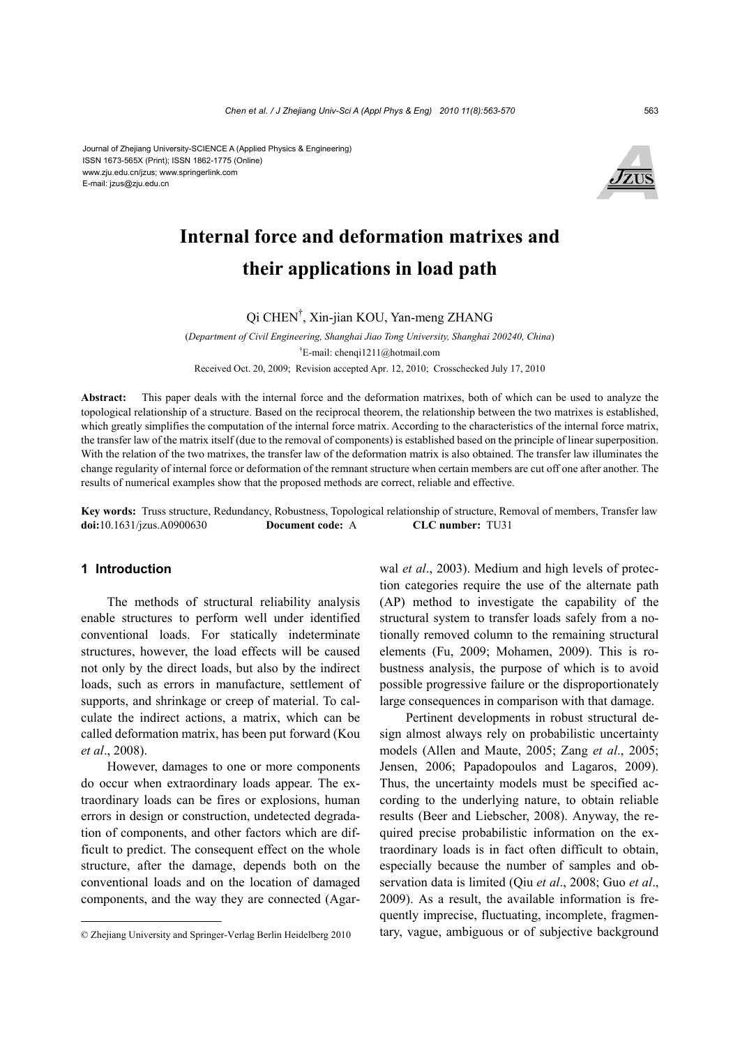Journal of Zhejiang University-SCIENCE A (Applied Physics & Engineering)
ISSN 1673-565X (Print); ISSN 1862-1775 (Online)
www.zju.edu.cn/jzus; www.springerlink.com
E-mail: jzus@zju.edu.cn

# Internal force and deformation matrixes and their applications in load path

Qi CHEN[†], Xin-jian KOU, Yan-meng ZHANG

(*Department of Civil Engineering, Shanghai Jiao Tong University, Shanghai 200240, China*)

[†]E-mail: chenqi1211@hotmail.com

Received Oct. 20, 2009; Revision accepted Apr. 12, 2010; Crosschecked July 17, 2010

**Abstract:** This paper deals with the internal force and the deformation matrixes, both of which can be used to analyze the topological relationship of a structure. Based on the reciprocal theorem, the relationship between the two matrixes is established, which greatly simplifies the computation of the internal force matrix. According to the characteristics of the internal force matrix, the transfer law of the matrix itself (due to the removal of components) is established based on the principle of linear superposition. With the relation of the two matrixes, the transfer law of the deformation matrix is also obtained. The transfer law illuminates the change regularity of internal force or deformation of the remnant structure when certain members are cut off one after another. The results of numerical examples show that the proposed methods are correct, reliable and effective.

**Key words:** Truss structure, Redundancy, Robustness, Topological relationship of structure, Removal of members, Transfer law
**doi:**10.1631/jzus.A0900630 **Document code:** A **CLC number:** TU31

## 1 Introduction

The methods of structural reliability analysis enable structures to perform well under identified conventional loads. For statically indeterminate structures, however, the load effects will be caused not only by the direct loads, but also by the indirect loads, such as errors in manufacture, settlement of supports, and shrinkage or creep of material. To calculate the indirect actions, a matrix, which can be called deformation matrix, has been put forward (Kou *et al*., 2008).

However, damages to one or more components do occur when extraordinary loads appear. The extraordinary loads can be fires or explosions, human errors in design or construction, undetected degradation of components, and other factors which are difficult to predict. The consequent effect on the whole structure, after the damage, depends both on the conventional loads and on the location of damaged components, and the way they are connected (Agarwal *et al*., 2003). Medium and high levels of protection categories require the use of the alternate path (AP) method to investigate the capability of the structural system to transfer loads safely from a notionally removed column to the remaining structural elements (Fu, 2009; Mohamen, 2009). This is robustness analysis, the purpose of which is to avoid possible progressive failure or the disproportionately large consequences in comparison with that damage.

Pertinent developments in robust structural design almost always rely on probabilistic uncertainty models (Allen and Maute, 2005; Zang *et al*., 2005; Jensen, 2006; Papadopoulos and Lagaros, 2009). Thus, the uncertainty models must be specified according to the underlying nature, to obtain reliable results (Beer and Liebscher, 2008). Anyway, the required precise probabilistic information on the extraordinary loads is in fact often difficult to obtain, especially because the number of samples and observation data is limited (Qiu *et al*., 2008; Guo *et al*., 2009). As a result, the available information is frequently imprecise, fluctuating, incomplete, fragmentary, vague, ambiguous or of subjective background

© Zhejiang University and Springer-Verlag Berlin Heidelberg 2010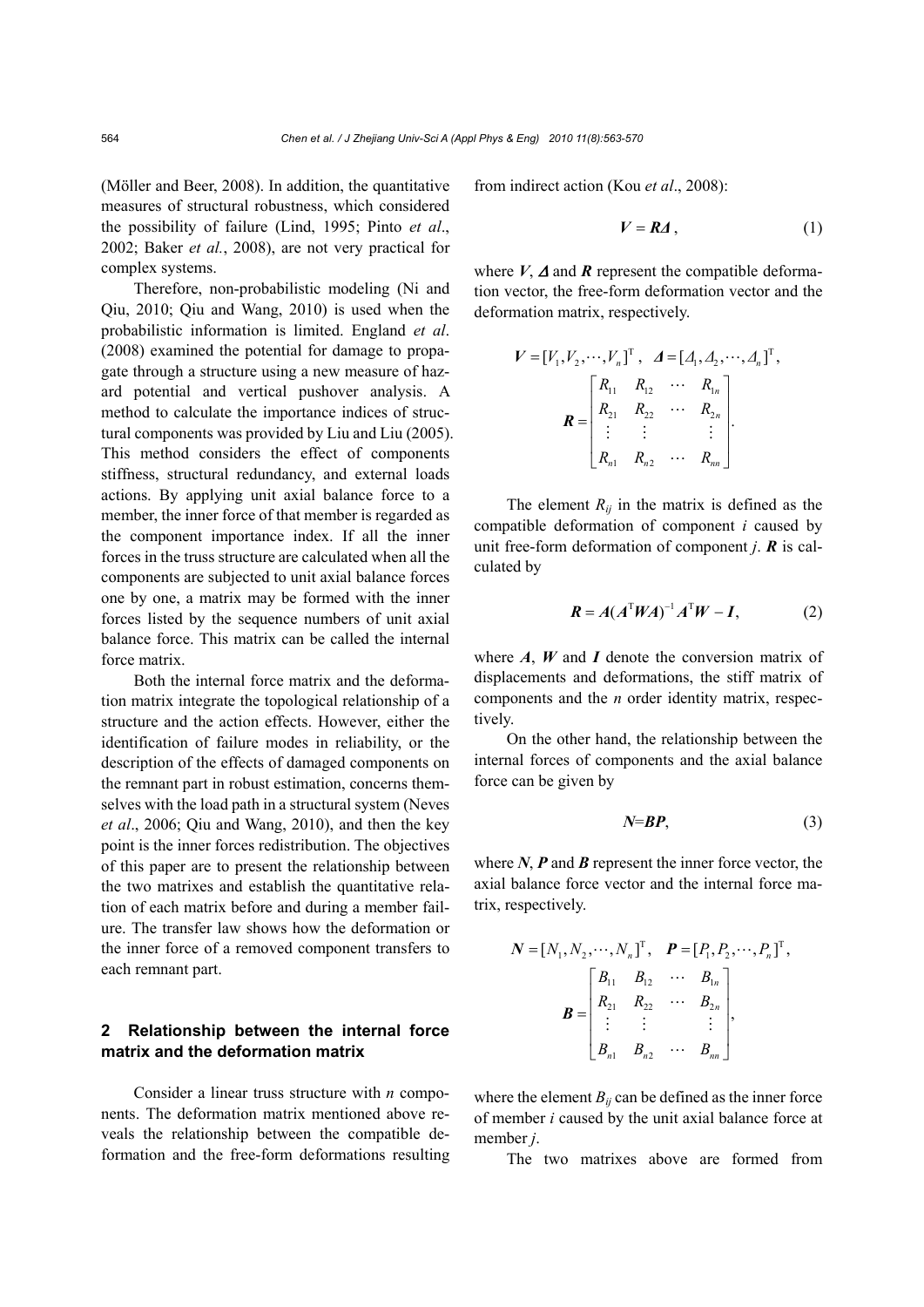(Möller and Beer, 2008). In addition, the quantitative measures of structural robustness, which considered the possibility of failure (Lind, 1995; Pinto *et al*., 2002; Baker *et al.*, 2008), are not very practical for complex systems.

Therefore, non-probabilistic modeling (Ni and Qiu, 2010; Qiu and Wang, 2010) is used when the probabilistic information is limited. England *et al*. (2008) examined the potential for damage to propagate through a structure using a new measure of hazard potential and vertical pushover analysis. A method to calculate the importance indices of structural components was provided by Liu and Liu (2005). This method considers the effect of components stiffness, structural redundancy, and external loads actions. By applying unit axial balance force to a member, the inner force of that member is regarded as the component importance index. If all the inner forces in the truss structure are calculated when all the components are subjected to unit axial balance forces one by one, a matrix may be formed with the inner forces listed by the sequence numbers of unit axial balance force. This matrix can be called the internal force matrix.

Both the internal force matrix and the deformation matrix integrate the topological relationship of a structure and the action effects. However, either the identification of failure modes in reliability, or the description of the effects of damaged components on the remnant part in robust estimation, concerns themselves with the load path in a structural system (Neves *et al*., 2006; Qiu and Wang, 2010), and then the key point is the inner forces redistribution. The objectives of this paper are to present the relationship between the two matrixes and establish the quantitative relation of each matrix before and during a member failure. The transfer law shows how the deformation or the inner force of a removed component transfers to each remnant part.

## 2 Relationship between the internal force matrix and the deformation matrix

Consider a linear truss structure with $n$ components. The deformation matrix mentioned above reveals the relationship between the compatible deformation and the free-form deformations resulting from indirect action (Kou *et al*., 2008):

$$\boldsymbol{V} = \boldsymbol{R}\boldsymbol{\Delta}, \tag{1}$$

where $\boldsymbol{V}$, $\boldsymbol{\Delta}$ and $\boldsymbol{R}$ represent the compatible deformation vector, the free-form deformation vector and the deformation matrix, respectively.

$$\boldsymbol{V} = [V_1, V_2, \cdots, V_n]^{\mathrm{T}}, \quad \boldsymbol{\Delta} = [\Delta_1, \Delta_2, \cdots, \Delta_n]^{\mathrm{T}},$$
$$\boldsymbol{R} = \begin{bmatrix} R_{11} & R_{12} & \cdots & R_{1n} \\ R_{21} & R_{22} & \cdots & R_{2n} \\ \vdots & \vdots & & \vdots \\ R_{n1} & R_{n2} & \cdots & R_{nn} \end{bmatrix}.$$

The element $R_{ij}$ in the matrix is defined as the compatible deformation of component $i$ caused by unit free-form deformation of component $j$. $\boldsymbol{R}$ is calculated by

$$\boldsymbol{R} = \boldsymbol{A}(\boldsymbol{A}^{\mathrm{T}}\boldsymbol{W}\boldsymbol{A})^{-1}\boldsymbol{A}^{\mathrm{T}}\boldsymbol{W} - \boldsymbol{I}, \tag{2}$$

where $\boldsymbol{A}$, $\boldsymbol{W}$ and $\boldsymbol{I}$ denote the conversion matrix of displacements and deformations, the stiff matrix of components and the $n$ order identity matrix, respectively.

On the other hand, the relationship between the internal forces of components and the axial balance force can be given by

$$\boldsymbol{N} = \boldsymbol{B}\boldsymbol{P}, \tag{3}$$

where $\boldsymbol{N}$, $\boldsymbol{P}$ and $\boldsymbol{B}$ represent the inner force vector, the axial balance force vector and the internal force matrix, respectively.

$$\boldsymbol{N} = [N_1, N_2, \cdots, N_n]^{\mathrm{T}}, \quad \boldsymbol{P} = [P_1, P_2, \cdots, P_n]^{\mathrm{T}},$$
$$\boldsymbol{B} = \begin{bmatrix} B_{11} & B_{12} & \cdots & B_{1n} \\ R_{21} & R_{22} & \cdots & B_{2n} \\ \vdots & \vdots & & \vdots \\ B_{n1} & B_{n2} & \cdots & B_{nn} \end{bmatrix},$$

where the element $B_{ij}$ can be defined as the inner force of member $i$ caused by the unit axial balance force at member $j$.

The two matrixes above are formed from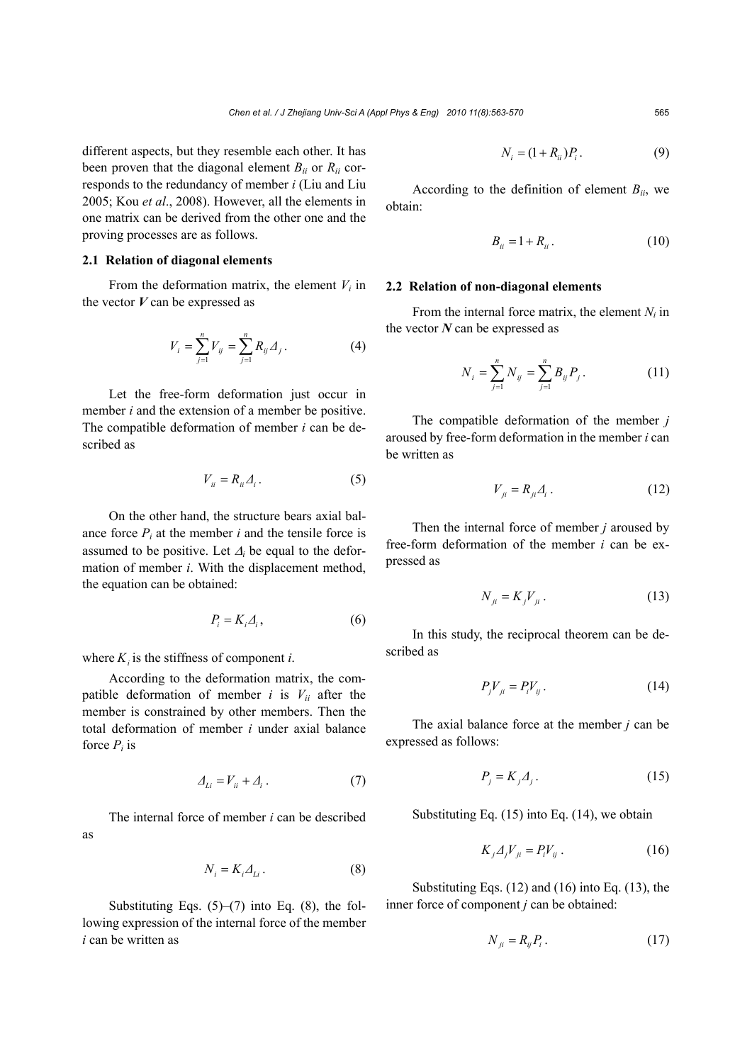different aspects, but they resemble each other. It has been proven that the diagonal element $B_{ii}$ or $R_{ii}$ corresponds to the redundancy of member $i$ (Liu and Liu 2005; Kou *et al*., 2008). However, all the elements in one matrix can be derived from the other one and the proving processes are as follows.

### 2.1 Relation of diagonal elements

From the deformation matrix, the element $V_i$ in the vector $\boldsymbol{V}$ can be expressed as

$$V_i = \sum_{j=1}^{n} V_{ij} = \sum_{j=1}^{n} R_{ij} \Delta_j . \tag{4}$$

Let the free-form deformation just occur in member $i$ and the extension of a member be positive. The compatible deformation of member $i$ can be described as

$$V_{ii} = R_{ii} \Delta_i . \tag{5}$$

On the other hand, the structure bears axial balance force $P_i$ at the member $i$ and the tensile force is assumed to be positive. Let $\Delta_i$ be equal to the deformation of member $i$. With the displacement method, the equation can be obtained:

$$P_i = K_i \Delta_i , \tag{6}$$

where $K_i$ is the stiffness of component $i$.

According to the deformation matrix, the compatible deformation of member $i$ is $V_{ii}$ after the member is constrained by other members. Then the total deformation of member $i$ under axial balance force $P_i$ is

$$\Delta_{Li} = V_{ii} + \Delta_i . \tag{7}$$

The internal force of member $i$ can be described as

$$N_i = K_i \Delta_{Li} . \tag{8}$$

Substituting Eqs. (5)–(7) into Eq. (8), the following expression of the internal force of the member $i$ can be written as

$$N_i = (1 + R_{ii}) P_i . \tag{9}$$

According to the definition of element $B_{ii}$, we obtain:

$$B_{ii} = 1 + R_{ii} . \tag{10}$$

### 2.2 Relation of non-diagonal elements

From the internal force matrix, the element $N_i$ in the vector $\boldsymbol{N}$ can be expressed as

$$N_i = \sum_{j=1}^{n} N_{ij} = \sum_{j=1}^{n} B_{ij} P_j . \tag{11}$$

The compatible deformation of the member $j$ aroused by free-form deformation in the member $i$ can be written as

$$V_{ji} = R_{ji} \Delta_i . \tag{12}$$

Then the internal force of member $j$ aroused by free-form deformation of the member $i$ can be expressed as

$$N_{ji} = K_j V_{ji} . \tag{13}$$

In this study, the reciprocal theorem can be described as

$$P_j V_{ji} = P_i V_{ij} . \tag{14}$$

The axial balance force at the member $j$ can be expressed as follows:

$$P_j = K_j \Delta_j . \tag{15}$$

Substituting Eq. (15) into Eq. (14), we obtain

$$K_j \Delta_j V_{ji} = P_i V_{ij} . \tag{16}$$

Substituting Eqs. (12) and (16) into Eq. (13), the inner force of component $j$ can be obtained:

$$N_{ji} = R_{ij} P_i . \tag{17}$$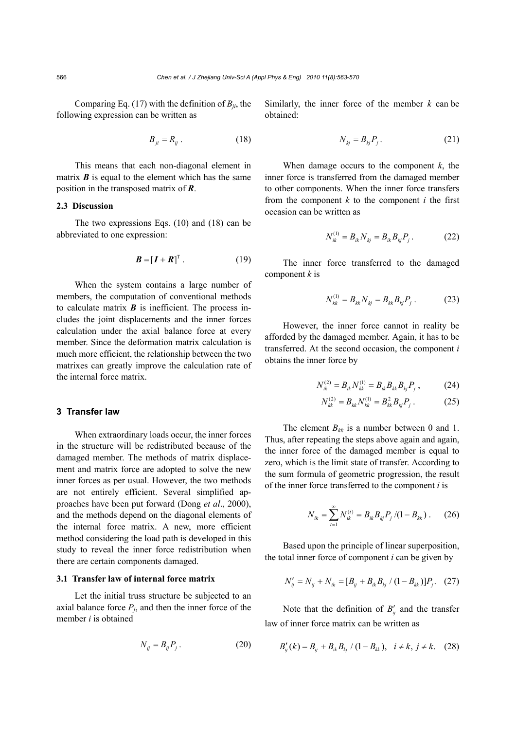Comparing Eq. (17) with the definition of $B_{ji}$, the following expression can be written as

$$B_{ji} = R_{ij}\,. \tag{18}$$

This means that each non-diagonal element in matrix $\boldsymbol{B}$ is equal to the element which has the same position in the transposed matrix of $\boldsymbol{R}$.

### 2.3 Discussion

The two expressions Eqs. (10) and (18) can be abbreviated to one expression:

$$\boldsymbol{B} = [\boldsymbol{I} + \boldsymbol{R}]^{\mathrm{T}}\,. \tag{19}$$

When the system contains a large number of members, the computation of conventional methods to calculate matrix $\boldsymbol{B}$ is inefficient. The process includes the joint displacements and the inner forces calculation under the axial balance force at every member. Since the deformation matrix calculation is much more efficient, the relationship between the two matrixes can greatly improve the calculation rate of the internal force matrix.

## 3 Transfer law

When extraordinary loads occur, the inner forces in the structure will be redistributed because of the damaged member. The methods of matrix displacement and matrix force are adopted to solve the new inner forces as per usual. However, the two methods are not entirely efficient. Several simplified approaches have been put forward (Dong *et al*., 2000), and the methods depend on the diagonal elements of the internal force matrix. A new, more efficient method considering the load path is developed in this study to reveal the inner force redistribution when there are certain components damaged.

### 3.1 Transfer law of internal force matrix

Let the initial truss structure be subjected to an axial balance force $P_j$, and then the inner force of the member $i$ is obtained

$$N_{ij} = B_{ij}P_j\,. \tag{20}$$

Similarly, the inner force of the member $k$ can be obtained:

$$N_{kj} = B_{kj}P_j\,. \tag{21}$$

When damage occurs to the component $k$, the inner force is transferred from the damaged member to other components. When the inner force transfers from the component $k$ to the component $i$ the first occasion can be written as

$$N_{ik}^{(1)} = B_{ik}N_{kj} = B_{ik}B_{kj}P_j\,. \tag{22}$$

The inner force transferred to the damaged component $k$ is

$$N_{kk}^{(1)} = B_{kk}N_{kj} = B_{kk}B_{kj}P_j\,. \tag{23}$$

However, the inner force cannot in reality be afforded by the damaged member. Again, it has to be transferred. At the second occasion, the component $i$ obtains the inner force by

$$N_{ik}^{(2)} = B_{ik}N_{kk}^{(1)} = B_{ik}B_{kk}B_{kj}P_j\,, \tag{24}$$

$$N_{kk}^{(2)} = B_{kk}N_{kk}^{(1)} = B_{kk}^2B_{kj}P_j\,. \tag{25}$$

The element $B_{kk}$ is a number between 0 and 1. Thus, after repeating the steps above again and again, the inner force of the damaged member is equal to zero, which is the limit state of transfer. According to the sum formula of geometric progression, the result of the inner force transferred to the component $i$ is

$$N_{ik} = \sum_{t=1}^{\infty} N_{ik}^{(t)} = B_{ik}B_{kj}P_j/(1 - B_{kk})\,. \tag{26}$$

Based upon the principle of linear superposition, the total inner force of component $i$ can be given by

$$N'_{ij} = N_{ij} + N_{ik} = [B_{ij} + B_{ik}B_{kj}/(1 - B_{kk})]P_j\,. \tag{27}$$

Note that the definition of $B'_{ij}$ and the transfer law of inner force matrix can be written as

$$B'_{ij}(k) = B_{ij} + B_{ik}B_{kj}/(1 - B_{kk}),\quad i \neq k,\ j \neq k. \tag{28}$$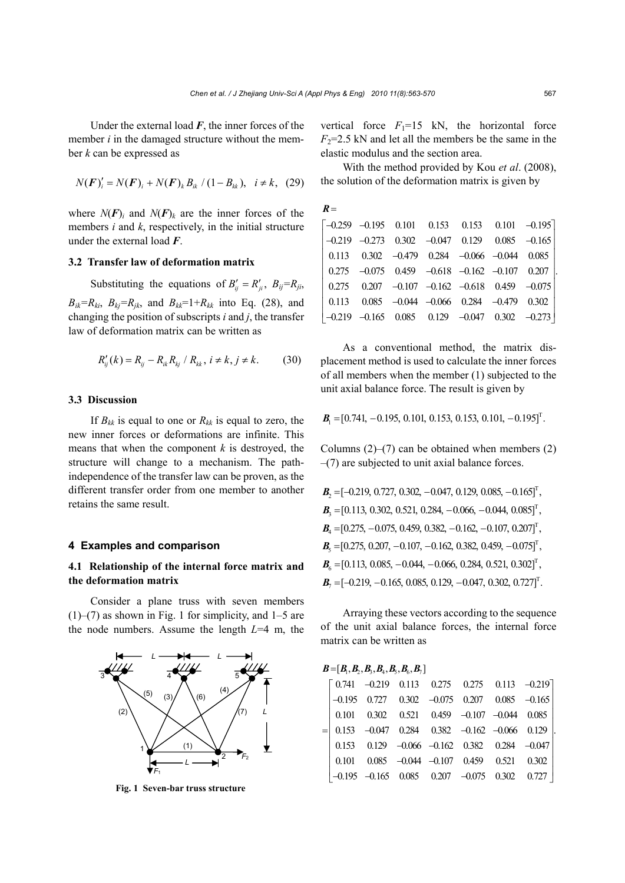Under the external load $\boldsymbol{F}$, the inner forces of the member $i$ in the damaged structure without the member $k$ can be expressed as

$$N(\boldsymbol{F})_i' = N(\boldsymbol{F})_i + N(\boldsymbol{F})_k B_{ik} / (1 - B_{kk}), \quad i \neq k, \quad (29)$$

where $N(\boldsymbol{F})_i$ and $N(\boldsymbol{F})_k$ are the inner forces of the members $i$ and $k$, respectively, in the initial structure under the external load $\boldsymbol{F}$.

### 3.2 Transfer law of deformation matrix

Substituting the equations of $B_{ij}' = R_{ji}'$, $B_{ij}=R_{ji}$, $B_{ik}=R_{ki}$, $B_{kj}=R_{jk}$, and $B_{kk}=1+R_{kk}$ into Eq. (28), and changing the position of subscripts $i$ and $j$, the transfer law of deformation matrix can be written as

$$R_{ij}'(k) = R_{ij} - R_{ik} R_{kj} / R_{kk}, \; i \neq k, j \neq k. \quad (30)$$

### 3.3 Discussion

If $B_{kk}$ is equal to one or $R_{kk}$ is equal to zero, the new inner forces or deformations are infinite. This means that when the component $k$ is destroyed, the structure will change to a mechanism. The path-independence of the transfer law can be proven, as the different transfer order from one member to another retains the same result.

## 4 Examples and comparison

### 4.1 Relationship of the internal force matrix and the deformation matrix

Consider a plane truss with seven members (1)–(7) as shown in Fig. 1 for simplicity, and 1–5 are the node numbers. Assume the length $L$=4 m, the vertical force $F_1$=15 kN, the horizontal force $F_2$=2.5 kN and let all the members be the same in the elastic modulus and the section area.

**Fig. 1 Seven-bar truss structure**

With the method provided by Kou *et al*. (2008), the solution of the deformation matrix is given by

$$\boldsymbol{R} = \begin{bmatrix} -0.259 & -0.195 & 0.101 & 0.153 & 0.153 & 0.101 & -0.195 \\ -0.219 & -0.273 & 0.302 & -0.047 & 0.129 & 0.085 & -0.165 \\ 0.113 & 0.302 & -0.479 & 0.284 & -0.066 & -0.044 & 0.085 \\ 0.275 & -0.075 & 0.459 & -0.618 & -0.162 & -0.107 & 0.207 \\ 0.275 & 0.207 & -0.107 & -0.162 & -0.618 & 0.459 & -0.075 \\ 0.113 & 0.085 & -0.044 & -0.066 & 0.284 & -0.479 & 0.302 \\ -0.219 & -0.165 & 0.085 & 0.129 & -0.047 & 0.302 & -0.273 \end{bmatrix}.$$

As a conventional method, the matrix displacement method is used to calculate the inner forces of all members when the member (1) subjected to the unit axial balance force. The result is given by

$$\boldsymbol{B}_1 = [0.741, -0.195, 0.101, 0.153, 0.153, 0.101, -0.195]^{\mathrm{T}}.$$

Columns (2)–(7) can be obtained when members (2)–(7) are subjected to unit axial balance forces.

$$\boldsymbol{B}_2 = [-0.219, 0.727, 0.302, -0.047, 0.129, 0.085, -0.165]^{\mathrm{T}},$$
$$\boldsymbol{B}_3 = [0.113, 0.302, 0.521, 0.284, -0.066, -0.044, 0.085]^{\mathrm{T}},$$
$$\boldsymbol{B}_4 = [0.275, -0.075, 0.459, 0.382, -0.162, -0.107, 0.207]^{\mathrm{T}},$$
$$\boldsymbol{B}_5 = [0.275, 0.207, -0.107, -0.162, 0.382, 0.459, -0.075]^{\mathrm{T}},$$
$$\boldsymbol{B}_6 = [0.113, 0.085, -0.044, -0.066, 0.284, 0.521, 0.302]^{\mathrm{T}},$$
$$\boldsymbol{B}_7 = [-0.219, -0.165, 0.085, 0.129, -0.047, 0.302, 0.727]^{\mathrm{T}}.$$

Arraying these vectors according to the sequence of the unit axial balance forces, the internal force matrix can be written as

$$\boldsymbol{B} = [\boldsymbol{B}_1, \boldsymbol{B}_2, \boldsymbol{B}_3, \boldsymbol{B}_4, \boldsymbol{B}_5, \boldsymbol{B}_6, \boldsymbol{B}_7] = \begin{bmatrix} 0.741 & -0.219 & 0.113 & 0.275 & 0.275 & 0.113 & -0.219 \\ -0.195 & 0.727 & 0.302 & -0.075 & 0.207 & 0.085 & -0.165 \\ 0.101 & 0.302 & 0.521 & 0.459 & -0.107 & -0.044 & 0.085 \\ 0.153 & -0.047 & 0.284 & 0.382 & -0.162 & -0.066 & 0.129 \\ 0.153 & 0.129 & -0.066 & -0.162 & 0.382 & 0.284 & -0.047 \\ 0.101 & 0.085 & -0.044 & -0.107 & 0.459 & 0.521 & 0.302 \\ -0.195 & -0.165 & 0.085 & 0.207 & -0.075 & 0.302 & 0.727 \end{bmatrix}.$$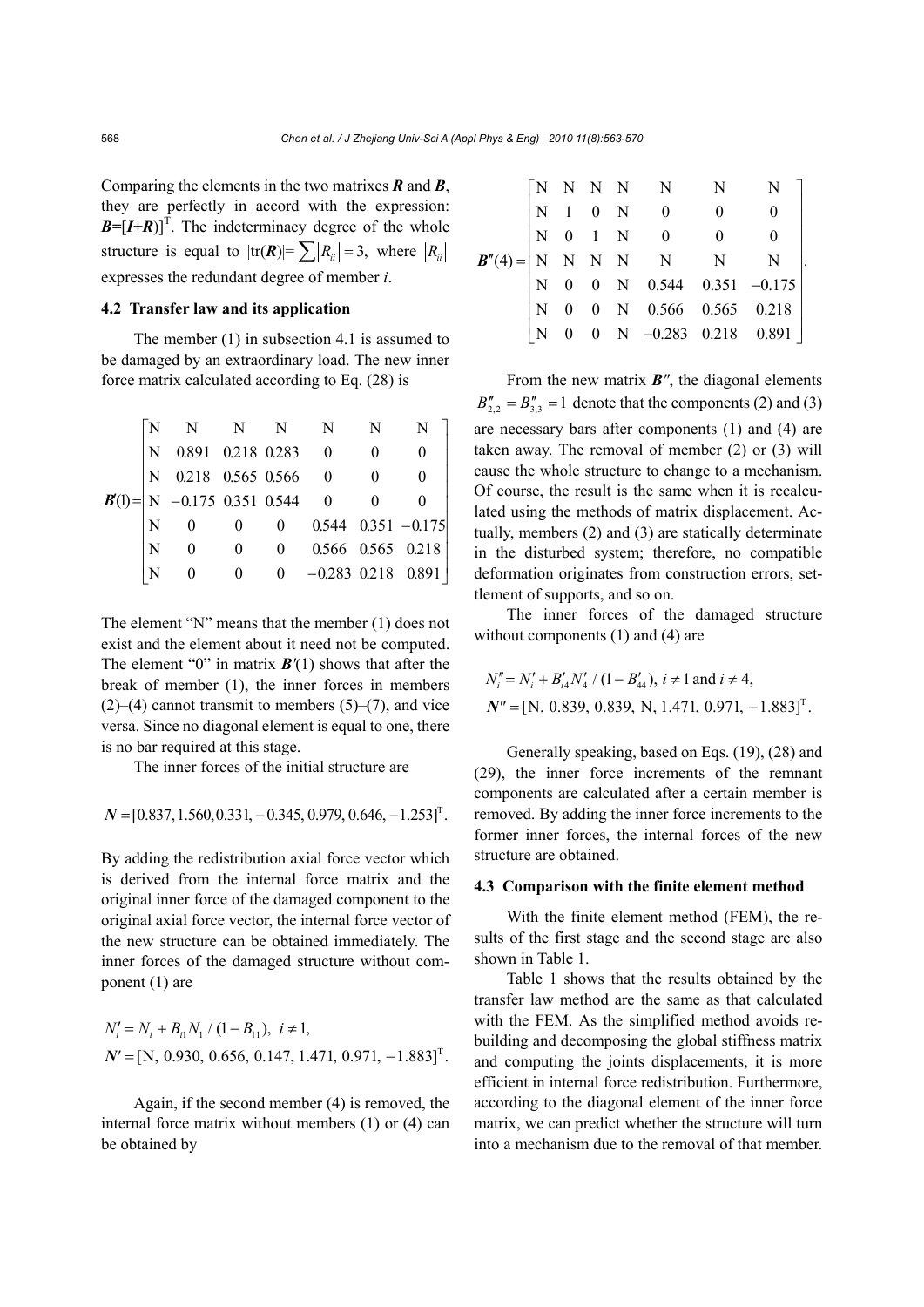Comparing the elements in the two matrixes $\boldsymbol{R}$ and $\boldsymbol{B}$, they are perfectly in accord with the expression: $\boldsymbol{B}=[\boldsymbol{I}+\boldsymbol{R})]^{\mathrm{T}}$. The indeterminacy degree of the whole structure is equal to $|\mathrm{tr}(\boldsymbol{R})|=\sum|R_{ii}|=3$, where $|R_{ii}|$ expresses the redundant degree of member $i$.

### 4.2 Transfer law and its application

The member (1) in subsection 4.1 is assumed to be damaged by an extraordinary load. The new inner force matrix calculated according to Eq. (28) is

$$
\boldsymbol{B}'(1)=\begin{bmatrix}
\mathrm{N} & \mathrm{N} & \mathrm{N} & \mathrm{N} & \mathrm{N} & \mathrm{N} & \mathrm{N} \\
\mathrm{N} & 0.891 & 0.218 & 0.283 & 0 & 0 & 0 \\
\mathrm{N} & 0.218 & 0.565 & 0.566 & 0 & 0 & 0 \\
\mathrm{N} & -0.175 & 0.351 & 0.544 & 0 & 0 & 0 \\
\mathrm{N} & 0 & 0 & 0 & 0.544 & 0.351 & -0.175 \\
\mathrm{N} & 0 & 0 & 0 & 0.566 & 0.565 & 0.218 \\
\mathrm{N} & 0 & 0 & 0 & -0.283 & 0.218 & 0.891
\end{bmatrix}
$$

The element "N" means that the member (1) does not exist and the element about it need not be computed. The element "0" in matrix $\boldsymbol{B}'(1)$ shows that after the break of member (1), the inner forces in members (2)–(4) cannot transmit to members (5)–(7), and vice versa. Since no diagonal element is equal to one, there is no bar required at this stage.

The inner forces of the initial structure are

$$
\boldsymbol{N}=[0.837, 1.560, 0.331, -0.345, 0.979, 0.646, -1.253]^{\mathrm{T}}.
$$

By adding the redistribution axial force vector which is derived from the internal force matrix and the original inner force of the damaged component to the original axial force vector, the internal force vector of the new structure can be obtained immediately. The inner forces of the damaged structure without component (1) are

$$
N_i'=N_i+B_{i1}N_1/(1-B_{11}),\ i\neq 1,
$$
$$
\boldsymbol{N}'=[\mathrm{N},\ 0.930,\ 0.656,\ 0.147,\ 1.471,\ 0.971,\ -1.883]^{\mathrm{T}}.
$$

Again, if the second member (4) is removed, the internal force matrix without members (1) or (4) can be obtained by

$$
\boldsymbol{B}''(4)=\begin{bmatrix}
\mathrm{N} & \mathrm{N} & \mathrm{N} & \mathrm{N} & \mathrm{N} & \mathrm{N} & \mathrm{N} \\
\mathrm{N} & 1 & 0 & \mathrm{N} & 0 & 0 & 0 \\
\mathrm{N} & 0 & 1 & \mathrm{N} & 0 & 0 & 0 \\
\mathrm{N} & \mathrm{N} & \mathrm{N} & \mathrm{N} & \mathrm{N} & \mathrm{N} & \mathrm{N} \\
\mathrm{N} & 0 & 0 & \mathrm{N} & 0.544 & 0.351 & -0.175 \\
\mathrm{N} & 0 & 0 & \mathrm{N} & 0.566 & 0.565 & 0.218 \\
\mathrm{N} & 0 & 0 & \mathrm{N} & -0.283 & 0.218 & 0.891
\end{bmatrix}.
$$

From the new matrix $\boldsymbol{B}''$, the diagonal elements $B''_{2,2}=B''_{3,3}=1$ denote that the components (2) and (3) are necessary bars after components (1) and (4) are taken away. The removal of member (2) or (3) will cause the whole structure to change to a mechanism. Of course, the result is the same when it is recalculated using the methods of matrix displacement. Actually, members (2) and (3) are statically determinate in the disturbed system; therefore, no compatible deformation originates from construction errors, settlement of supports, and so on.

The inner forces of the damaged structure without components (1) and (4) are

$$
N_i''=N_i'+B_{i4}'N_4'/(1-B_{44}'),\ i\neq 1 \text{ and } i\neq 4,
$$
$$
\boldsymbol{N}''=[\mathrm{N},\ 0.839,\ 0.839,\ \mathrm{N},\ 1.471,\ 0.971,\ -1.883]^{\mathrm{T}}.
$$

Generally speaking, based on Eqs. (19), (28) and (29), the inner force increments of the remnant components are calculated after a certain member is removed. By adding the inner force increments to the former inner forces, the internal forces of the new structure are obtained.

### 4.3 Comparison with the finite element method

With the finite element method (FEM), the results of the first stage and the second stage are also shown in Table 1.

Table 1 shows that the results obtained by the transfer law method are the same as that calculated with the FEM. As the simplified method avoids rebuilding and decomposing the global stiffness matrix and computing the joints displacements, it is more efficient in internal force redistribution. Furthermore, according to the diagonal element of the inner force matrix, we can predict whether the structure will turn into a mechanism due to the removal of that member.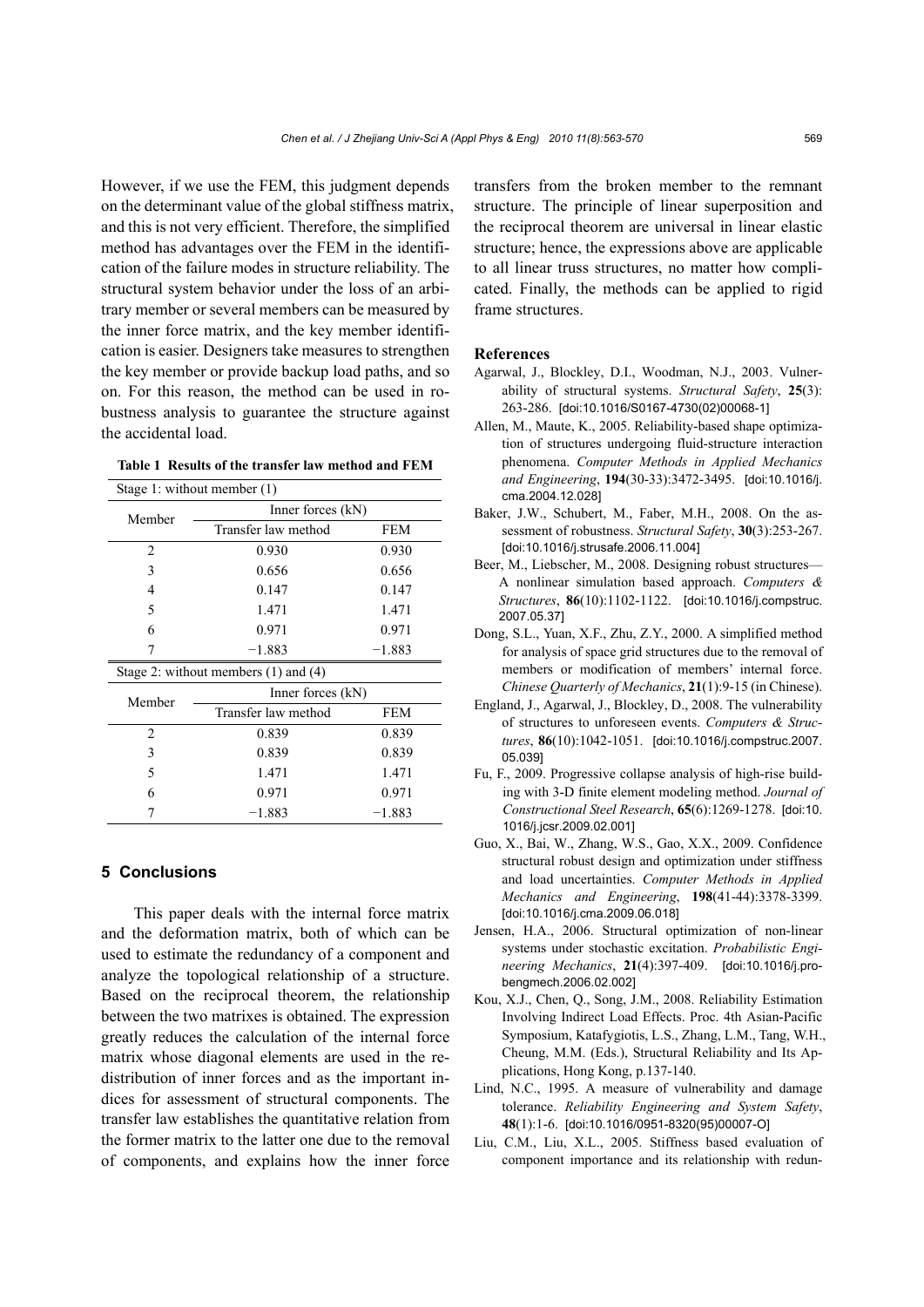However, if we use the FEM, this judgment depends on the determinant value of the global stiffness matrix, and this is not very efficient. Therefore, the simplified method has advantages over the FEM in the identification of the failure modes in structure reliability. The structural system behavior under the loss of an arbitrary member or several members can be measured by the inner force matrix, and the key member identification is easier. Designers take measures to strengthen the key member or provide backup load paths, and so on. For this reason, the method can be used in robustness analysis to guarantee the structure against the accidental load.

**Table 1 Results of the transfer law method and FEM**

| Stage 1: without member (1) | | |
|---|---|---|
| Member | Inner forces (kN) | |
| | Transfer law method | FEM |
| 2 | 0.930 | 0.930 |
| 3 | 0.656 | 0.656 |
| 4 | 0.147 | 0.147 |
| 5 | 1.471 | 1.471 |
| 6 | 0.971 | 0.971 |
| 7 | −1.883 | −1.883 |
| **Stage 2: without members (1) and (4)** | | |
| Member | Inner forces (kN) | |
| | Transfer law method | FEM |
| 2 | 0.839 | 0.839 |
| 3 | 0.839 | 0.839 |
| 5 | 1.471 | 1.471 |
| 6 | 0.971 | 0.971 |
| 7 | −1.883 | −1.883 |

## 5 Conclusions

This paper deals with the internal force matrix and the deformation matrix, both of which can be used to estimate the redundancy of a component and analyze the topological relationship of a structure. Based on the reciprocal theorem, the relationship between the two matrixes is obtained. The expression greatly reduces the calculation of the internal force matrix whose diagonal elements are used in the redistribution of inner forces and as the important indices for assessment of structural components. The transfer law establishes the quantitative relation from the former matrix to the latter one due to the removal of components, and explains how the inner force transfers from the broken member to the remnant structure. The principle of linear superposition and the reciprocal theorem are universal in linear elastic structure; hence, the expressions above are applicable to all linear truss structures, no matter how complicated. Finally, the methods can be applied to rigid frame structures.

## References

Agarwal, J., Blockley, D.I., Woodman, N.J., 2003. Vulnerability of structural systems. *Structural Safety*, **25**(3): 263-286. [doi:10.1016/S0167-4730(02)00068-1]

Allen, M., Maute, K., 2005. Reliability-based shape optimization of structures undergoing fluid-structure interaction phenomena. *Computer Methods in Applied Mechanics and Engineering*, **194**(30-33):3472-3495. [doi:10.1016/j.cma.2004.12.028]

Baker, J.W., Schubert, M., Faber, M.H., 2008. On the assessment of robustness. *Structural Safety*, **30**(3):253-267. [doi:10.1016/j.strusafe.2006.11.004]

Beer, M., Liebscher, M., 2008. Designing robust structures—A nonlinear simulation based approach. *Computers & Structures*, **86**(10):1102-1122. [doi:10.1016/j.compstruc.2007.05.37]

Dong, S.L., Yuan, X.F., Zhu, Z.Y., 2000. A simplified method for analysis of space grid structures due to the removal of members or modification of members' internal force. *Chinese Quarterly of Mechanics*, **21**(1):9-15 (in Chinese).

England, J., Agarwal, J., Blockley, D., 2008. The vulnerability of structures to unforeseen events. *Computers & Structures*, **86**(10):1042-1051. [doi:10.1016/j.compstruc.2007.05.039]

Fu, F., 2009. Progressive collapse analysis of high-rise building with 3-D finite element modeling method. *Journal of Constructional Steel Research*, **65**(6):1269-1278. [doi:10.1016/j.jcsr.2009.02.001]

Guo, X., Bai, W., Zhang, W.S., Gao, X.X., 2009. Confidence structural robust design and optimization under stiffness and load uncertainties. *Computer Methods in Applied Mechanics and Engineering*, **198**(41-44):3378-3399. [doi:10.1016/j.cma.2009.06.018]

Jensen, H.A., 2006. Structural optimization of non-linear systems under stochastic excitation. *Probabilistic Engineering Mechanics*, **21**(4):397-409. [doi:10.1016/j.probengmech.2006.02.002]

Kou, X.J., Chen, Q., Song, J.M., 2008. Reliability Estimation Involving Indirect Load Effects. Proc. 4th Asian-Pacific Symposium, Katafygiotis, L.S., Zhang, L.M., Tang, W.H., Cheung, M.M. (Eds.), Structural Reliability and Its Applications, Hong Kong, p.137-140.

Lind, N.C., 1995. A measure of vulnerability and damage tolerance. *Reliability Engineering and System Safety*, **48**(1):1-6. [doi:10.1016/0951-8320(95)00007-O]

Liu, C.M., Liu, X.L., 2005. Stiffness based evaluation of component importance and its relationship with redun-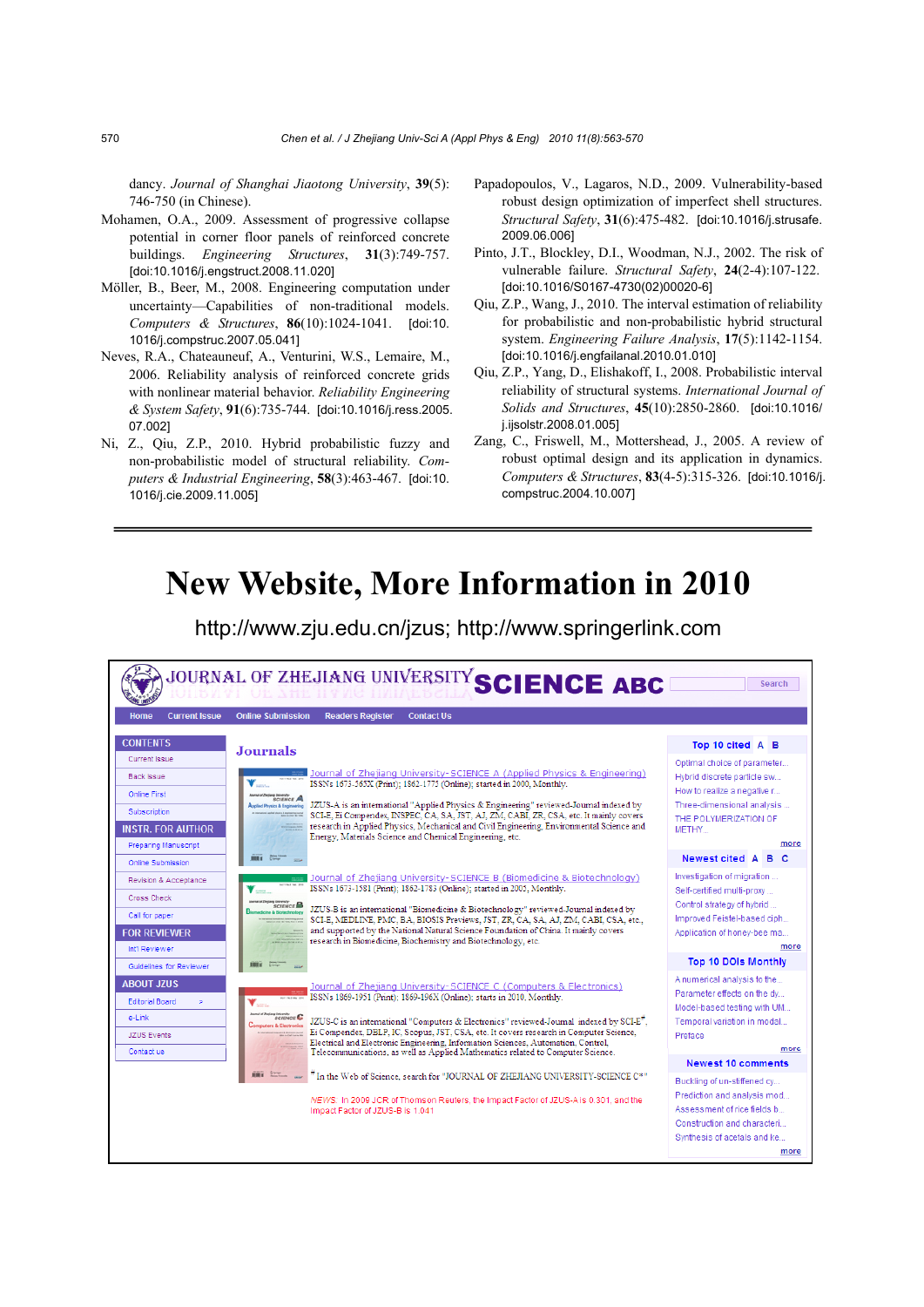dancy. *Journal of Shanghai Jiaotong University*, **39**(5): 746-750 (in Chinese).

Mohamen, O.A., 2009. Assessment of progressive collapse potential in corner floor panels of reinforced concrete buildings. *Engineering Structures*, **31**(3):749-757. [doi:10.1016/j.engstruct.2008.11.020]

Möller, B., Beer, M., 2008. Engineering computation under uncertainty—Capabilities of non-traditional models. *Computers & Structures*, **86**(10):1024-1041. [doi:10.1016/j.compstruc.2007.05.041]

Neves, R.A., Chateauneuf, A., Venturini, W.S., Lemaire, M., 2006. Reliability analysis of reinforced concrete grids with nonlinear material behavior. *Reliability Engineering & System Safety*, **91**(6):735-744. [doi:10.1016/j.ress.2005.07.002]

Ni, Z., Qiu, Z.P., 2010. Hybrid probabilistic fuzzy and non-probabilistic model of structural reliability. *Computers & Industrial Engineering*, **58**(3):463-467. [doi:10.1016/j.cie.2009.11.005]

Papadopoulos, V., Lagaros, N.D., 2009. Vulnerability-based robust design optimization of imperfect shell structures. *Structural Safety*, **31**(6):475-482. [doi:10.1016/j.strusafe.2009.06.006]

Pinto, J.T., Blockley, D.I., Woodman, N.J., 2002. The risk of vulnerable failure. *Structural Safety*, **24**(2-4):107-122. [doi:10.1016/S0167-4730(02)00020-6]

Qiu, Z.P., Wang, J., 2010. The interval estimation of reliability for probabilistic and non-probabilistic hybrid structural system. *Engineering Failure Analysis*, **17**(5):1142-1154. [doi:10.1016/j.engfailanal.2010.01.010]

Qiu, Z.P., Yang, D., Elishakoff, I., 2008. Probabilistic interval reliability of structural systems. *International Journal of Solids and Structures*, **45**(10):2850-2860. [doi:10.1016/j.ijsolstr.2008.01.005]

Zang, C., Friswell, M., Mottershead, J., 2005. A review of robust optimal design and its application in dynamics. *Computers & Structures*, **83**(4-5):315-326. [doi:10.1016/j.compstruc.2004.10.007]

---

# New Website, More Information in 2010

http://www.zju.edu.cn/jzus; http://www.springerlink.com

JOURNAL OF ZHEJIANG UNIVERSITY SCIENCE ABC

Home | Current Issue | Online Submission | Readers Register | Contact Us

**CONTENTS**
- Current Issue
- Back Issue
- Online First
- Subscription

**INSTR. FOR AUTHOR**
- Preparing Manuscript
- Online Submission
- Revision & Acceptance
- Cross Check
- Call for paper

**FOR REVIEWER**
- Int'l Reviewer
- Guidelines for Reviewer

**ABOUT JZUS**
- Editorial Board
- e-Link
- JZUS Events
- Contact us

## Journals

Journal of Zhejiang University-SCIENCE A (Applied Physics & Engineering)
ISSNs 1673-565X (Print); 1862-1775 (Online); started in 2000, Monthly.

JZUS-A is an international "Applied Physics & Engineering" reviewed-Journal indexed by SCI-E, Ei Compendex, INSPEC, CA, SA, JST, AJ, ZM, CABI, ZR, CSA, etc. It mainly covers research in Applied Physics, Mechanical and Civil Engineering, Environmental Science and Energy, Materials Science and Chemical Engineering, etc.

Journal of Zhejiang University-SCIENCE B (Biomedicine & Biotechnology)
ISSNs 1673-1581 (Print); 1862-1783 (Online); started in 2005, Monthly.

JZUS-B is an international "Biomedicine & Biotechnology" reviewed-Journal indexed by SCI-E, MEDLINE, PMC, BA, BIOSIS Previews, JST, ZR, CA, SA, AJ, ZM, CABI, CSA, etc., and supported by the National Natural Science Foundation of China. It mainly covers research in Biomedicine, Biochemistry and Biotechnology, etc.

Journal of Zhejiang University-SCIENCE C (Computers & Electronics)
ISSNs 1869-1951 (Print); 1869-196X (Online); starts in 2010, Monthly.

JZUS-C is an international "Computers & Electronics" reviewed-Journal indexed by SCI-E*, Ei Compendex, DBLP, IC, Scopus, JST, CSA, etc. It covers research in Computer Science, Electrical and Electronic Engineering, Information Sciences, Automation, Control, Telecommunications, as well as Applied Mathematics related to Computer Science.

* In the Web of Science, search for "JOURNAL OF ZHEJIANG UNIVERSITY-SCIENCE C*"

NEWS: In 2009 JCR of Thomson Reuters, the Impact Factor of JZUS-A is 0.301, and the Impact Factor of JZUS-B is 1.041

**Top 10 cited A B**
- Optimal choice of parameter...
- Hybrid discrete particle sw...
- How to realize a negative r...
- Three-dimensional analysis ...
- THE POLYMERIZATION OF METHY...

more

**Newest cited A B C**
- Investigation of migration ...
- Self-certified multi-proxy ...
- Control strategy of hybrid ...
- Improved Feistel-based ciph...
- Application of honey-bee ma...

more

**Top 10 DOIs Monthly**
- A numerical analysis to the...
- Parameter effects on the dy...
- Model-based testing with UM...
- Temporal variation in model...
- Preface

more

**Newest 10 comments**
- Buckling of un-stiffened cy...
- Prediction and analysis mod...
- Assessment of rice fields b...
- Construction and characteri...
- Synthesis of acetals and ke...

more